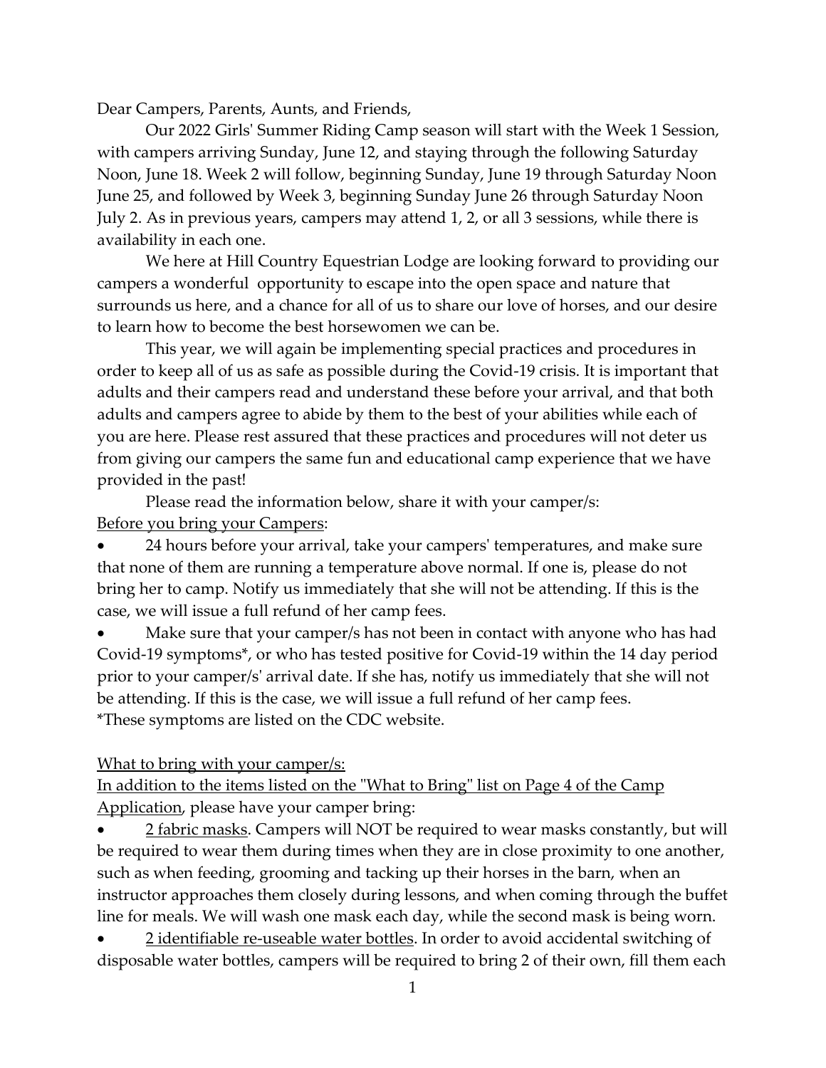Dear Campers, Parents, Aunts, and Friends,

Our 2022 Girls' Summer Riding Camp season will start with the Week 1 Session, with campers arriving Sunday, June 12, and staying through the following Saturday Noon, June 18. Week 2 will follow, beginning Sunday, June 19 through Saturday Noon June 25, and followed by Week 3, beginning Sunday June 26 through Saturday Noon July 2. As in previous years, campers may attend 1, 2, or all 3 sessions, while there is availability in each one.

We here at Hill Country Equestrian Lodge are looking forward to providing our campers a wonderful opportunity to escape into the open space and nature that surrounds us here, and a chance for all of us to share our love of horses, and our desire to learn how to become the best horsewomen we can be.

This year, we will again be implementing special practices and procedures in order to keep all of us as safe as possible during the Covid-19 crisis. It is important that adults and their campers read and understand these before your arrival, and that both adults and campers agree to abide by them to the best of your abilities while each of you are here. Please rest assured that these practices and procedures will not deter us from giving our campers the same fun and educational camp experience that we have provided in the past!

Please read the information below, share it with your camper/s:

<u>Before you bring your Campers</u>:

- 24 hours before your arrival, take your campers' temperatures, and make sure that none of them are running a temperature above normal. If one is, please do not bring her to camp. Notify us immediately that she will not be attending. If this is the case, we will issue a full refund of her camp fees.
- Make sure that your camper/s has not been in contact with anyone who has had Covid-19 symptoms*, or who has tested positive for Covid-19 within the 14 day period prior to your camper/s' arrival date. If she has, notify us immediately that she will not be attending. If this is the case, we will issue a full refund of her camp fees.

*These symptoms are listed on the CDC website.

<u>What to bring with your camper/s:</u>

<u>In addition to the items listed on the "What to Bring" list on Page 4 of the Camp Application</u>, please have your camper bring:

- <u>2 fabric masks</u>. Campers will NOT be required to wear masks constantly, but will be required to wear them during times when they are in close proximity to one another, such as when feeding, grooming and tacking up their horses in the barn, when an instructor approaches them closely during lessons, and when coming through the buffet line for meals. We will wash one mask each day, while the second mask is being worn.
- <u>2 identifiable re-useable water bottles</u>. In order to avoid accidental switching of disposable water bottles, campers will be required to bring 2 of their own, fill them each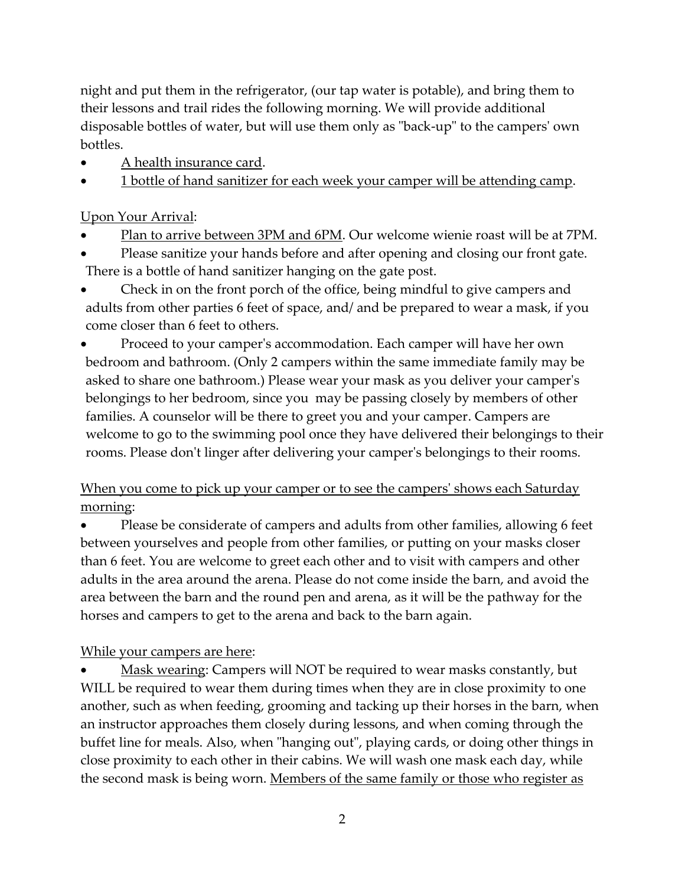night and put them in the refrigerator, (our tap water is potable), and bring them to their lessons and trail rides the following morning. We will provide additional disposable bottles of water, but will use them only as "back-up" to the campers' own bottles.

- A health insurance card.
- 1 bottle of hand sanitizer for each week your camper will be attending camp.

Upon Your Arrival:

- Plan to arrive between 3PM and 6PM. Our welcome wienie roast will be at 7PM.
- Please sanitize your hands before and after opening and closing our front gate. There is a bottle of hand sanitizer hanging on the gate post.
- Check in on the front porch of the office, being mindful to give campers and adults from other parties 6 feet of space, and/ and be prepared to wear a mask, if you come closer than 6 feet to others.
- Proceed to your camper's accommodation. Each camper will have her own bedroom and bathroom. (Only 2 campers within the same immediate family may be asked to share one bathroom.) Please wear your mask as you deliver your camper's belongings to her bedroom, since you may be passing closely by members of other families. A counselor will be there to greet you and your camper. Campers are welcome to go to the swimming pool once they have delivered their belongings to their rooms. Please don't linger after delivering your camper's belongings to their rooms.

When you come to pick up your camper or to see the campers' shows each Saturday morning:

- Please be considerate of campers and adults from other families, allowing 6 feet between yourselves and people from other families, or putting on your masks closer than 6 feet. You are welcome to greet each other and to visit with campers and other adults in the area around the arena. Please do not come inside the barn, and avoid the area between the barn and the round pen and arena, as it will be the pathway for the horses and campers to get to the arena and back to the barn again.

While your campers are here:

- Mask wearing: Campers will NOT be required to wear masks constantly, but WILL be required to wear them during times when they are in close proximity to one another, such as when feeding, grooming and tacking up their horses in the barn, when an instructor approaches them closely during lessons, and when coming through the buffet line for meals. Also, when "hanging out", playing cards, or doing other things in close proximity to each other in their cabins. We will wash one mask each day, while the second mask is being worn. Members of the same family or those who register as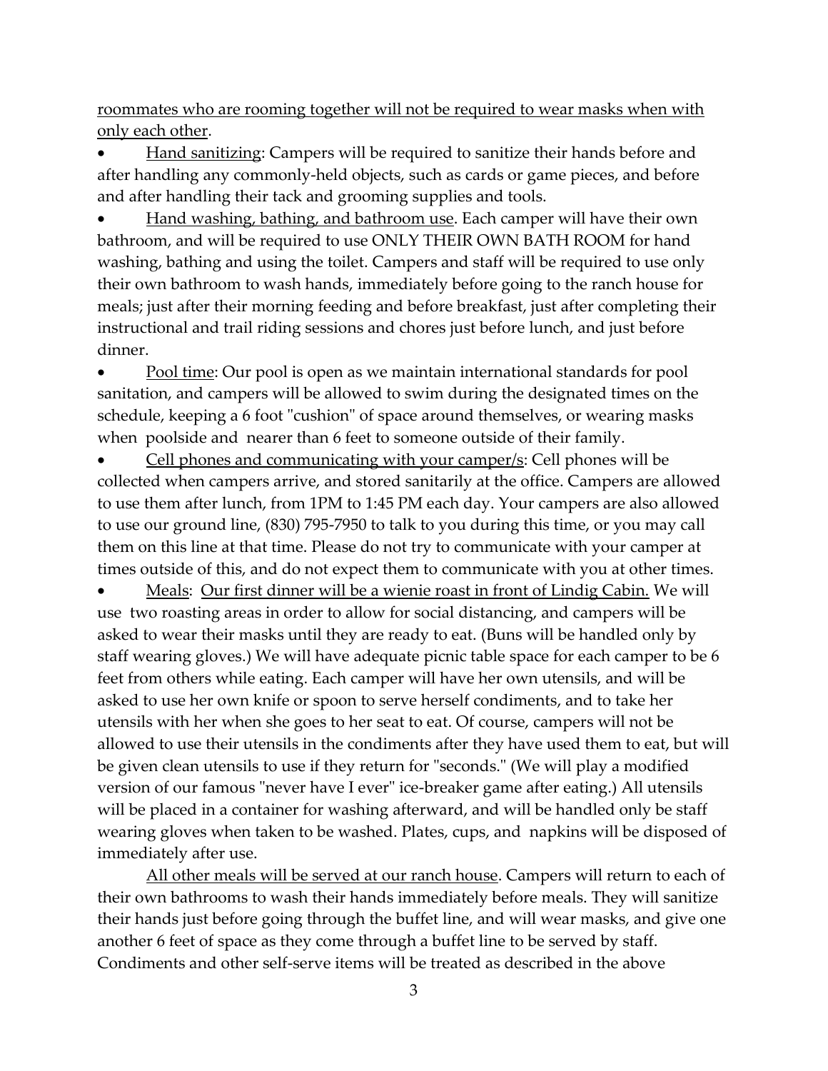<u>roommates who are rooming together will not be required to wear masks when with only each other</u>.

- <u>Hand sanitizing</u>: Campers will be required to sanitize their hands before and after handling any commonly-held objects, such as cards or game pieces, and before and after handling their tack and grooming supplies and tools.
- <u>Hand washing, bathing, and bathroom use</u>. Each camper will have their own bathroom, and will be required to use ONLY THEIR OWN BATH ROOM for hand washing, bathing and using the toilet. Campers and staff will be required to use only their own bathroom to wash hands, immediately before going to the ranch house for meals; just after their morning feeding and before breakfast, just after completing their instructional and trail riding sessions and chores just before lunch, and just before dinner.
- <u>Pool time</u>: Our pool is open as we maintain international standards for pool sanitation, and campers will be allowed to swim during the designated times on the schedule, keeping a 6 foot "cushion" of space around themselves, or wearing masks when poolside and nearer than 6 feet to someone outside of their family.
- <u>Cell phones and communicating with your camper/s</u>: Cell phones will be collected when campers arrive, and stored sanitarily at the office. Campers are allowed to use them after lunch, from 1PM to 1:45 PM each day. Your campers are also allowed to use our ground line, (830) 795-7950 to talk to you during this time, or you may call them on this line at that time. Please do not try to communicate with your camper at times outside of this, and do not expect them to communicate with you at other times.
- <u>Meals</u>: <u>Our first dinner will be a wienie roast in front of Lindig Cabin.</u> We will use two roasting areas in order to allow for social distancing, and campers will be asked to wear their masks until they are ready to eat. (Buns will be handled only by staff wearing gloves.) We will have adequate picnic table space for each camper to be 6 feet from others while eating. Each camper will have her own utensils, and will be asked to use her own knife or spoon to serve herself condiments, and to take her utensils with her when she goes to her seat to eat. Of course, campers will not be allowed to use their utensils in the condiments after they have used them to eat, but will be given clean utensils to use if they return for "seconds." (We will play a modified version of our famous "never have I ever" ice-breaker game after eating.) All utensils will be placed in a container for washing afterward, and will be handled only be staff wearing gloves when taken to be washed. Plates, cups, and napkins will be disposed of immediately after use.

<u>All other meals will be served at our ranch house</u>. Campers will return to each of their own bathrooms to wash their hands immediately before meals. They will sanitize their hands just before going through the buffet line, and will wear masks, and give one another 6 feet of space as they come through a buffet line to be served by staff. Condiments and other self-serve items will be treated as described in the above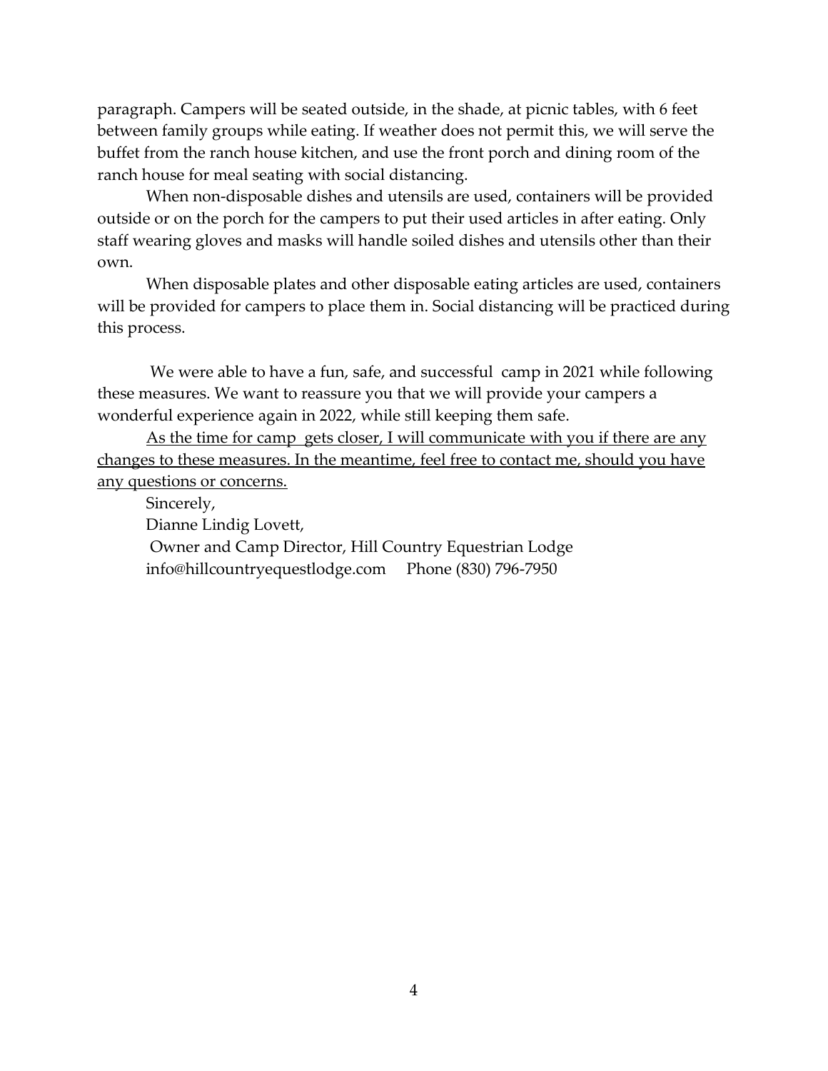paragraph. Campers will be seated outside, in the shade, at picnic tables, with 6 feet between family groups while eating. If weather does not permit this, we will serve the buffet from the ranch house kitchen, and use the front porch and dining room of the ranch house for meal seating with social distancing.

When non-disposable dishes and utensils are used, containers will be provided outside or on the porch for the campers to put their used articles in after eating. Only staff wearing gloves and masks will handle soiled dishes and utensils other than their own.

When disposable plates and other disposable eating articles are used, containers will be provided for campers to place them in. Social distancing will be practiced during this process.

We were able to have a fun, safe, and successful camp in 2021 while following these measures. We want to reassure you that we will provide your campers a wonderful experience again in 2022, while still keeping them safe.

<u>As the time for camp gets closer, I will communicate with you if there are any changes to these measures. In the meantime, feel free to contact me, should you have any questions or concerns.</u>

Sincerely,

Dianne Lindig Lovett,

Owner and Camp Director, Hill Country Equestrian Lodge

info@hillcountryequestlodge.com Phone (830) 796-7950